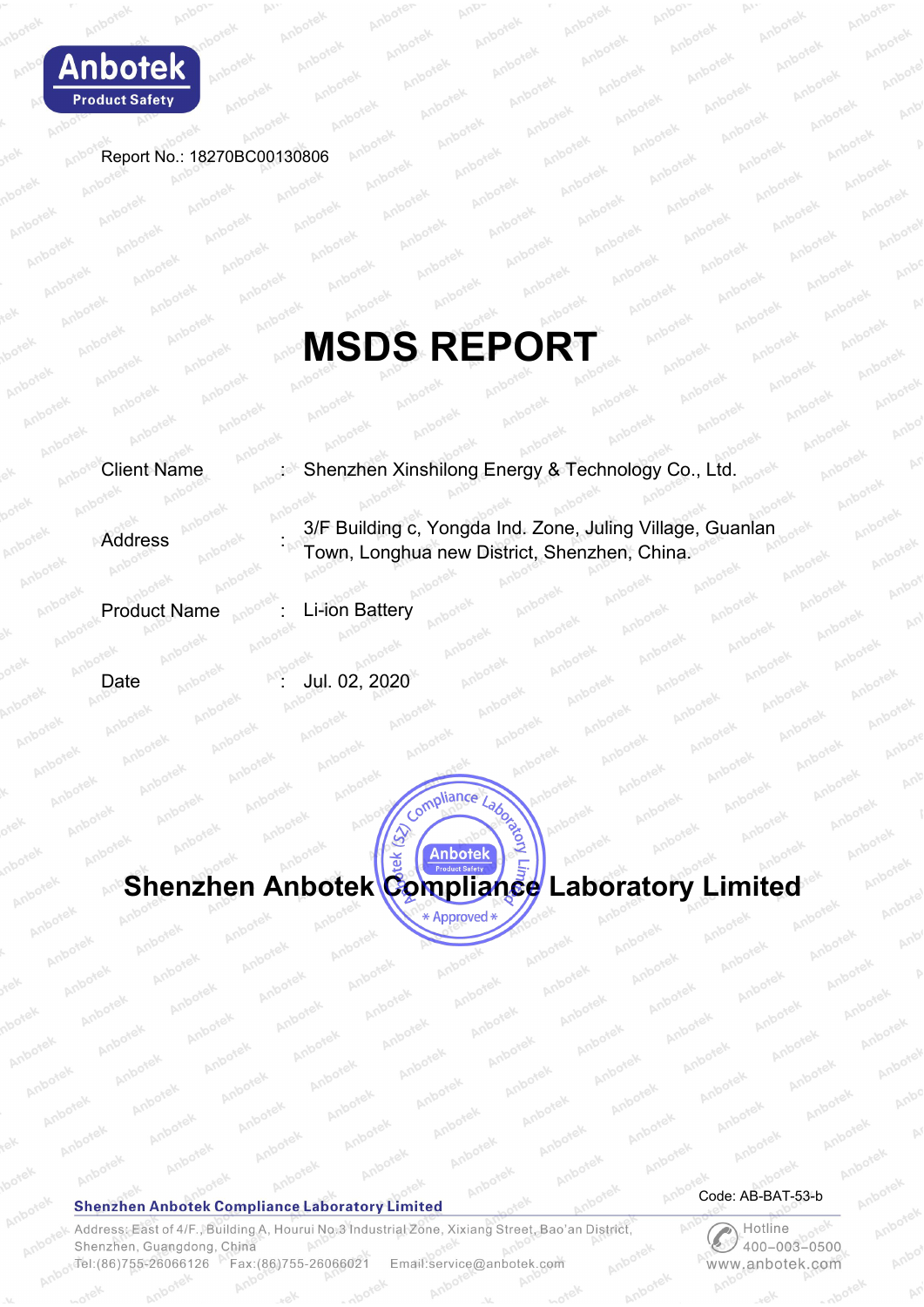Report No.: 18270BC00130806

# MSDS REPORT

| | | |
|---|---|---|
| Client Name | : | Shenzhen Xinshilong Energy & Technology Co., Ltd. |
| Address | : | 3/F Building c, Yongda Ind. Zone, Juling Village, Guanlan Town, Longhua new District, Shenzhen, China. |
| Product Name | : | Li-ion Battery |
| Date | : | Jul. 02, 2020 |

**Shenzhen Anbotek Compliance Laboratory Limited**

Code: AB-BAT-53-b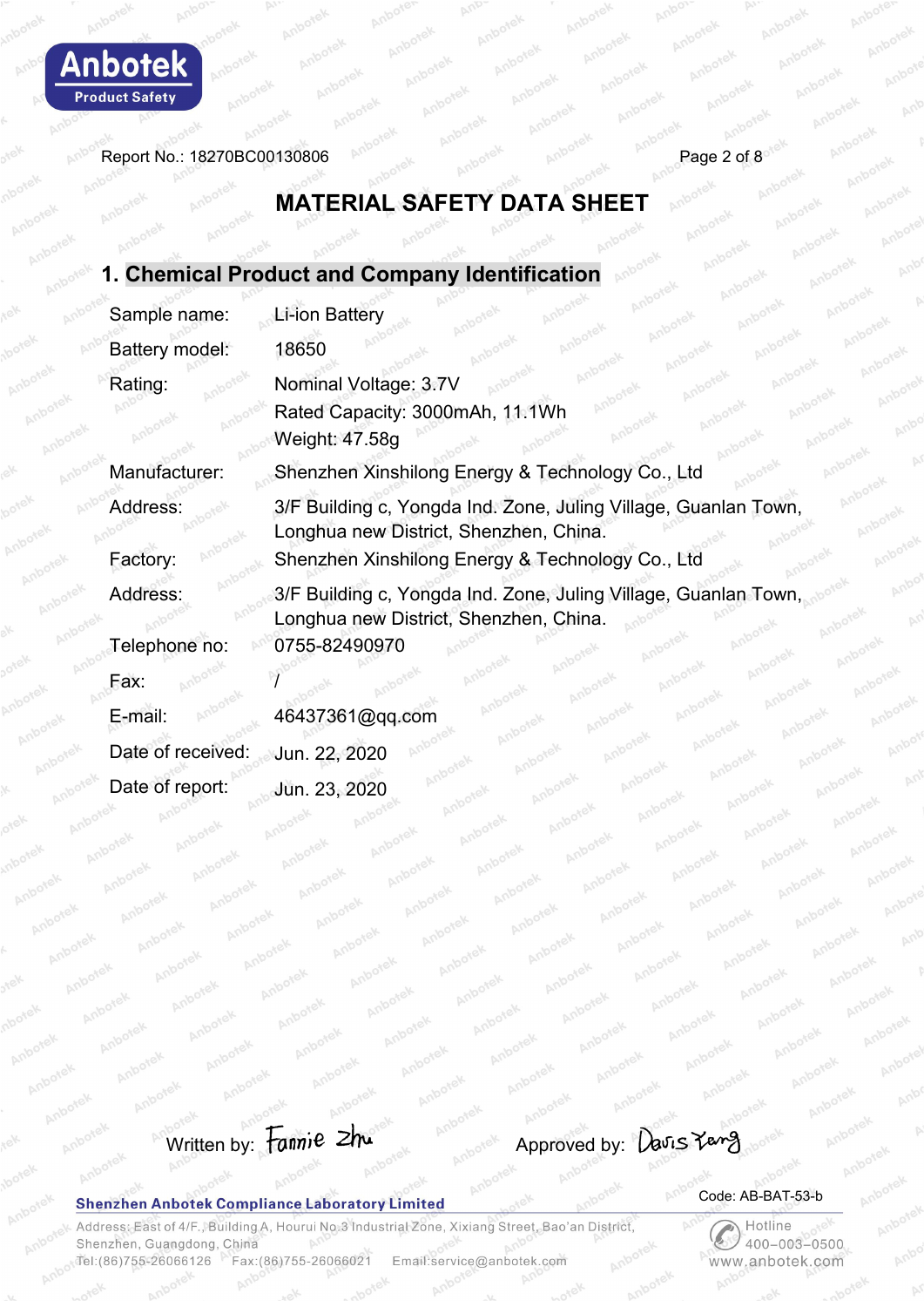Report No.: 18270BC00130806

# MATERIAL SAFETY DATA SHEET

## 1. Chemical Product and Company Identification

| | |
|---|---|
| Sample name: | Li-ion Battery |
| Battery model: | 18650 |
| Rating: | Nominal Voltage: 3.7V<br>Rated Capacity: 3000mAh, 11.1Wh<br>Weight: 47.58g |
| Manufacturer: | Shenzhen Xinshilong Energy & Technology Co., Ltd |
| Address: | 3/F Building c, Yongda Ind. Zone, Juling Village, Guanlan Town, Longhua new District, Shenzhen, China. |
| Factory: | Shenzhen Xinshilong Energy & Technology Co., Ltd |
| Address: | 3/F Building c, Yongda Ind. Zone, Juling Village, Guanlan Town, Longhua new District, Shenzhen, China. |
| Telephone no: | 0755-82490970 |
| Fax: | / |
| E-mail: | 46437361@qq.com |
| Date of received: | Jun. 22, 2020 |
| Date of report: | Jun. 23, 2020 |

Written by: Fannie Zhu          Approved by: Davis Yang

Code: AB-BAT-53-b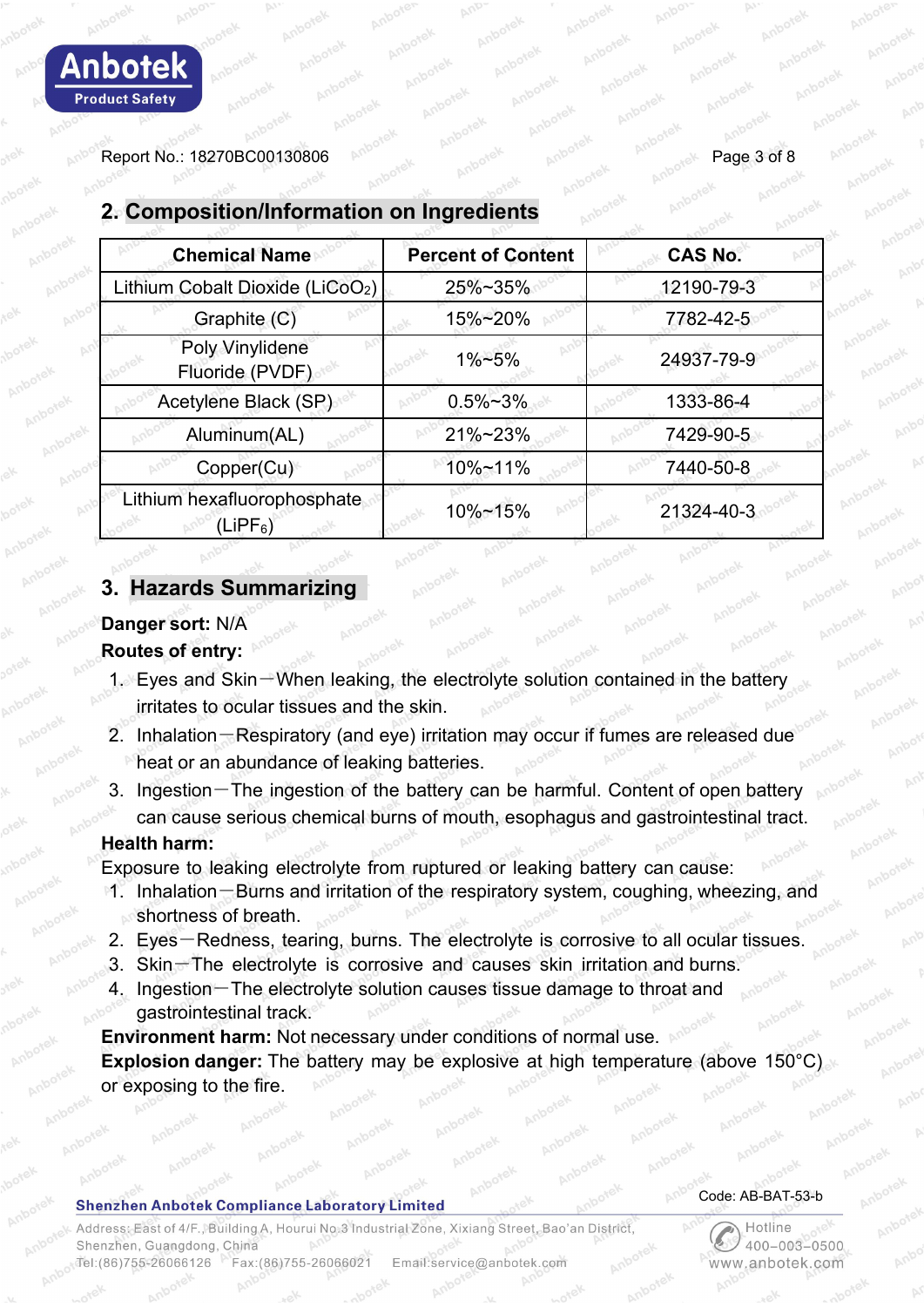## 2. Composition/Information on Ingredients

| Chemical Name | Percent of Content | CAS No. |
|---|---|---|
| Lithium Cobalt Dioxide ($LiCoO_2$) | 25%~35% | 12190-79-3 |
| Graphite (C) | 15%~20% | 7782-42-5 |
| Poly Vinylidene Fluoride (PVDF) | 1%~5% | 24937-79-9 |
| Acetylene Black (SP) | 0.5%~3% | 1333-86-4 |
| Aluminum(AL) | 21%~23% | 7429-90-5 |
| Copper(Cu) | 10%~11% | 7440-50-8 |
| Lithium hexafluorophosphate ($LiPF_6$) | 10%~15% | 21324-40-3 |

## 3. Hazards Summarizing

**Danger sort:** N/A

**Routes of entry:**

1. Eyes and Skin—When leaking, the electrolyte solution contained in the battery irritates to ocular tissues and the skin.
2. Inhalation—Respiratory (and eye) irritation may occur if fumes are released due heat or an abundance of leaking batteries.
3. Ingestion—The ingestion of the battery can be harmful. Content of open battery can cause serious chemical burns of mouth, esophagus and gastrointestinal tract.

**Health harm:**

Exposure to leaking electrolyte from ruptured or leaking battery can cause:

1. Inhalation—Burns and irritation of the respiratory system, coughing, wheezing, and shortness of breath.
2. Eyes—Redness, tearing, burns. The electrolyte is corrosive to all ocular tissues.
3. Skin—The electrolyte is corrosive and causes skin irritation and burns.
4. Ingestion—The electrolyte solution causes tissue damage to throat and gastrointestinal track.

**Environment harm:** Not necessary under conditions of normal use.

**Explosion danger:** The battery may be explosive at high temperature (above 150°C) or exposing to the fire.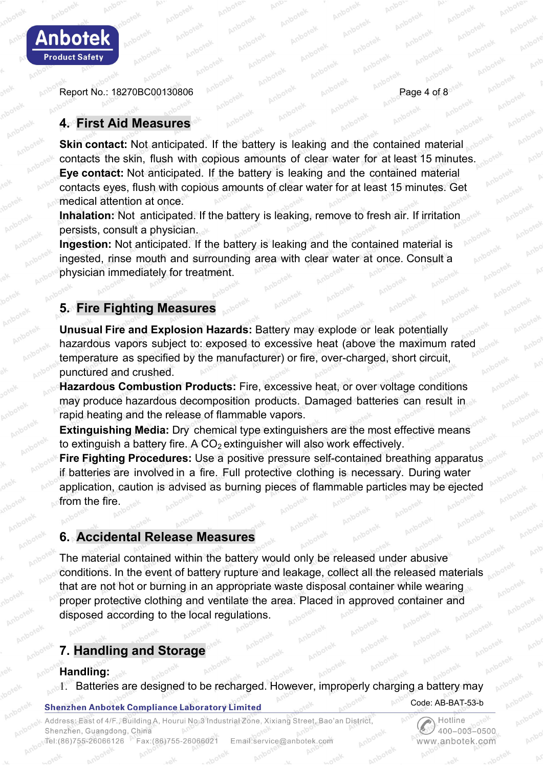## 4. First Aid Measures

**Skin contact:** Not anticipated. If the battery is leaking and the contained material contacts the skin, flush with copious amounts of clear water for at least 15 minutes.
**Eye contact:** Not anticipated. If the battery is leaking and the contained material contacts eyes, flush with copious amounts of clear water for at least 15 minutes. Get medical attention at once.
**Inhalation:** Not anticipated. If the battery is leaking, remove to fresh air. If irritation persists, consult a physician.
**Ingestion:** Not anticipated. If the battery is leaking and the contained material is ingested, rinse mouth and surrounding area with clear water at once. Consult a physician immediately for treatment.

## 5. Fire Fighting Measures

**Unusual Fire and Explosion Hazards:** Battery may explode or leak potentially hazardous vapors subject to: exposed to excessive heat (above the maximum rated temperature as specified by the manufacturer) or fire, over-charged, short circuit, punctured and crushed.
**Hazardous Combustion Products:** Fire, excessive heat, or over voltage conditions may produce hazardous decomposition products. Damaged batteries can result in rapid heating and the release of flammable vapors.
**Extinguishing Media:** Dry chemical type extinguishers are the most effective means to extinguish a battery fire. A $CO_2$ extinguisher will also work effectively.
**Fire Fighting Procedures:** Use a positive pressure self-contained breathing apparatus if batteries are involved in a fire. Full protective clothing is necessary. During water application, caution is advised as burning pieces of flammable particles may be ejected from the fire.

## 6. Accidental Release Measures

The material contained within the battery would only be released under abusive conditions. In the event of battery rupture and leakage, collect all the released materials that are not hot or burning in an appropriate waste disposal container while wearing proper protective clothing and ventilate the area. Placed in approved container and disposed according to the local regulations.

## 7. Handling and Storage

**Handling:**

1. Batteries are designed to be recharged. However, improperly charging a battery may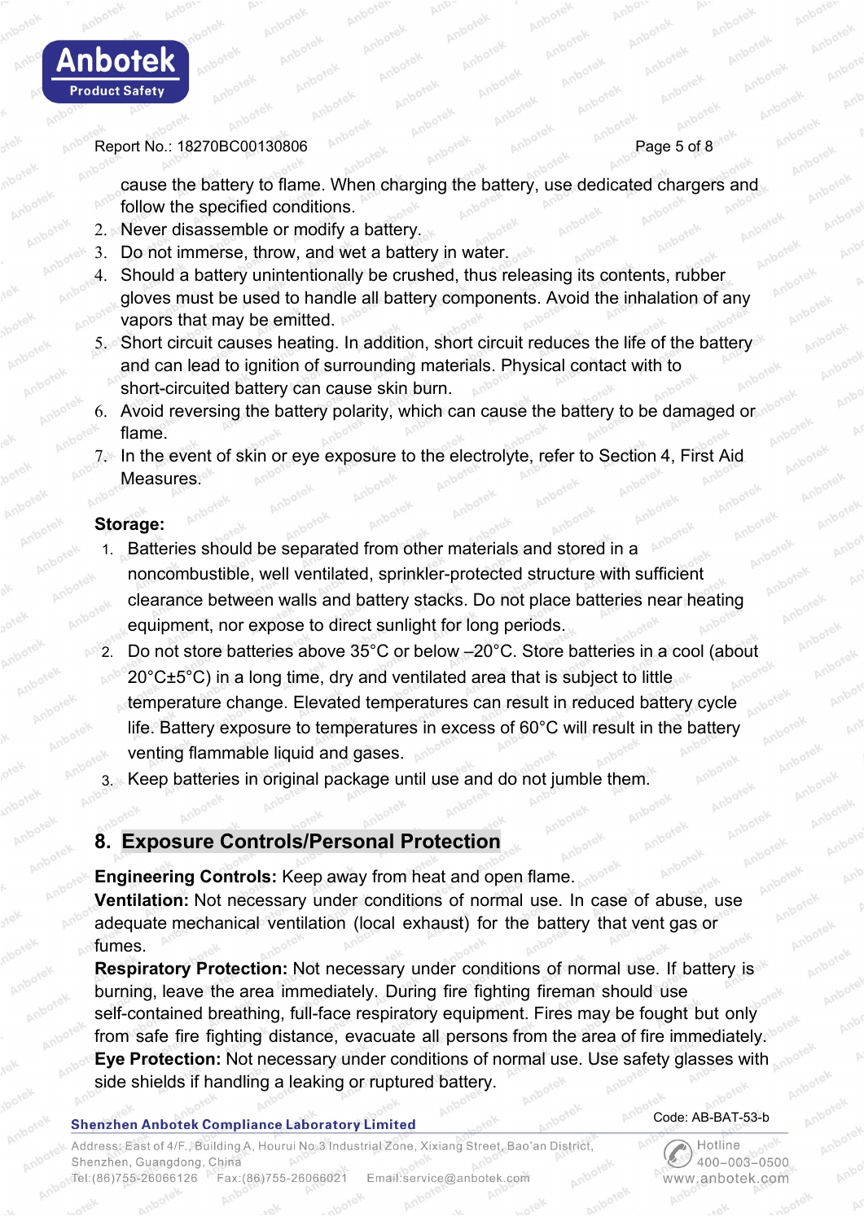cause the battery to flame. When charging the battery, use dedicated chargers and follow the specified conditions.

2. Never disassemble or modify a battery.
3. Do not immerse, throw, and wet a battery in water.
4. Should a battery unintentionally be crushed, thus releasing its contents, rubber gloves must be used to handle all battery components. Avoid the inhalation of any vapors that may be emitted.
5. Short circuit causes heating. In addition, short circuit reduces the life of the battery and can lead to ignition of surrounding materials. Physical contact with to short-circuited battery can cause skin burn.
6. Avoid reversing the battery polarity, which can cause the battery to be damaged or flame.
7. In the event of skin or eye exposure to the electrolyte, refer to Section 4, First Aid Measures.

**Storage:**

1. Batteries should be separated from other materials and stored in a noncombustible, well ventilated, sprinkler-protected structure with sufficient clearance between walls and battery stacks. Do not place batteries near heating equipment, nor expose to direct sunlight for long periods.
2. Do not store batteries above 35°C or below –20°C. Store batteries in a cool (about 20°C±5°C) in a long time, dry and ventilated area that is subject to little temperature change. Elevated temperatures can result in reduced battery cycle life. Battery exposure to temperatures in excess of 60°C will result in the battery venting flammable liquid and gases.
3. Keep batteries in original package until use and do not jumble them.

## 8. Exposure Controls/Personal Protection

**Engineering Controls:** Keep away from heat and open flame.

**Ventilation:** Not necessary under conditions of normal use. In case of abuse, use adequate mechanical ventilation (local exhaust) for the battery that vent gas or fumes.

**Respiratory Protection:** Not necessary under conditions of normal use. If battery is burning, leave the area immediately. During fire fighting fireman should use self-contained breathing, full-face respiratory equipment. Fires may be fought but only from safe fire fighting distance, evacuate all persons from the area of fire immediately.

**Eye Protection:** Not necessary under conditions of normal use. Use safety glasses with side shields if handling a leaking or ruptured battery.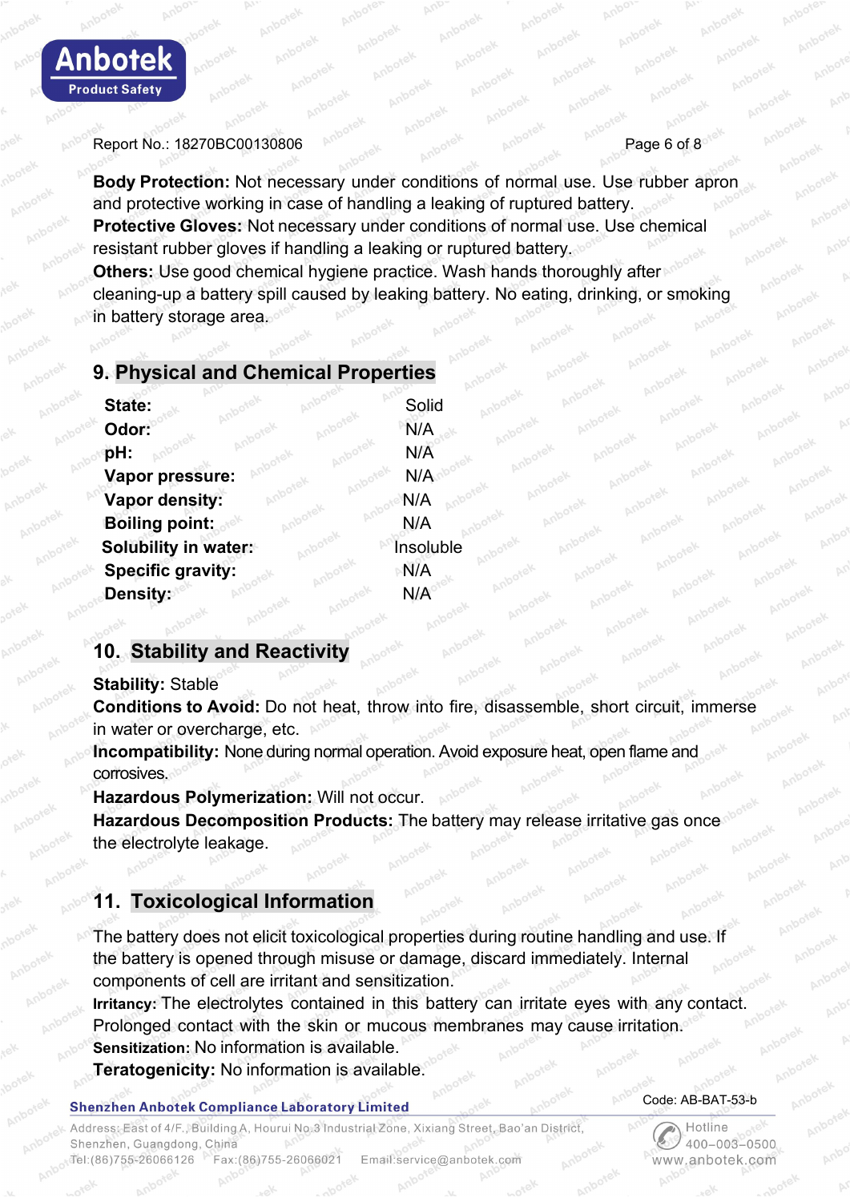**Body Protection:** Not necessary under conditions of normal use. Use rubber apron and protective working in case of handling a leaking of ruptured battery.
**Protective Gloves:** Not necessary under conditions of normal use. Use chemical resistant rubber gloves if handling a leaking or ruptured battery.
**Others:** Use good chemical hygiene practice. Wash hands thoroughly after cleaning-up a battery spill caused by leaking battery. No eating, drinking, or smoking in battery storage area.

## 9. Physical and Chemical Properties

| | |
|---|---|
| **State:** | Solid |
| **Odor:** | N/A |
| **pH:** | N/A |
| **Vapor pressure:** | N/A |
| **Vapor density:** | N/A |
| **Boiling point:** | N/A |
| **Solubility in water:** | Insoluble |
| **Specific gravity:** | N/A |
| **Density:** | N/A |

## 10. Stability and Reactivity

**Stability:** Stable
**Conditions to Avoid:** Do not heat, throw into fire, disassemble, short circuit, immerse in water or overcharge, etc.
**Incompatibility:** None during normal operation. Avoid exposure heat, open flame and corrosives.
**Hazardous Polymerization:** Will not occur.
**Hazardous Decomposition Products:** The battery may release irritative gas once the electrolyte leakage.

## 11. Toxicological Information

The battery does not elicit toxicological properties during routine handling and use. If the battery is opened through misuse or damage, discard immediately. Internal components of cell are irritant and sensitization.
**Irritancy:** The electrolytes contained in this battery can irritate eyes with any contact. Prolonged contact with the skin or mucous membranes may cause irritation.
**Sensitization:** No information is available.
**Teratogenicity:** No information is available.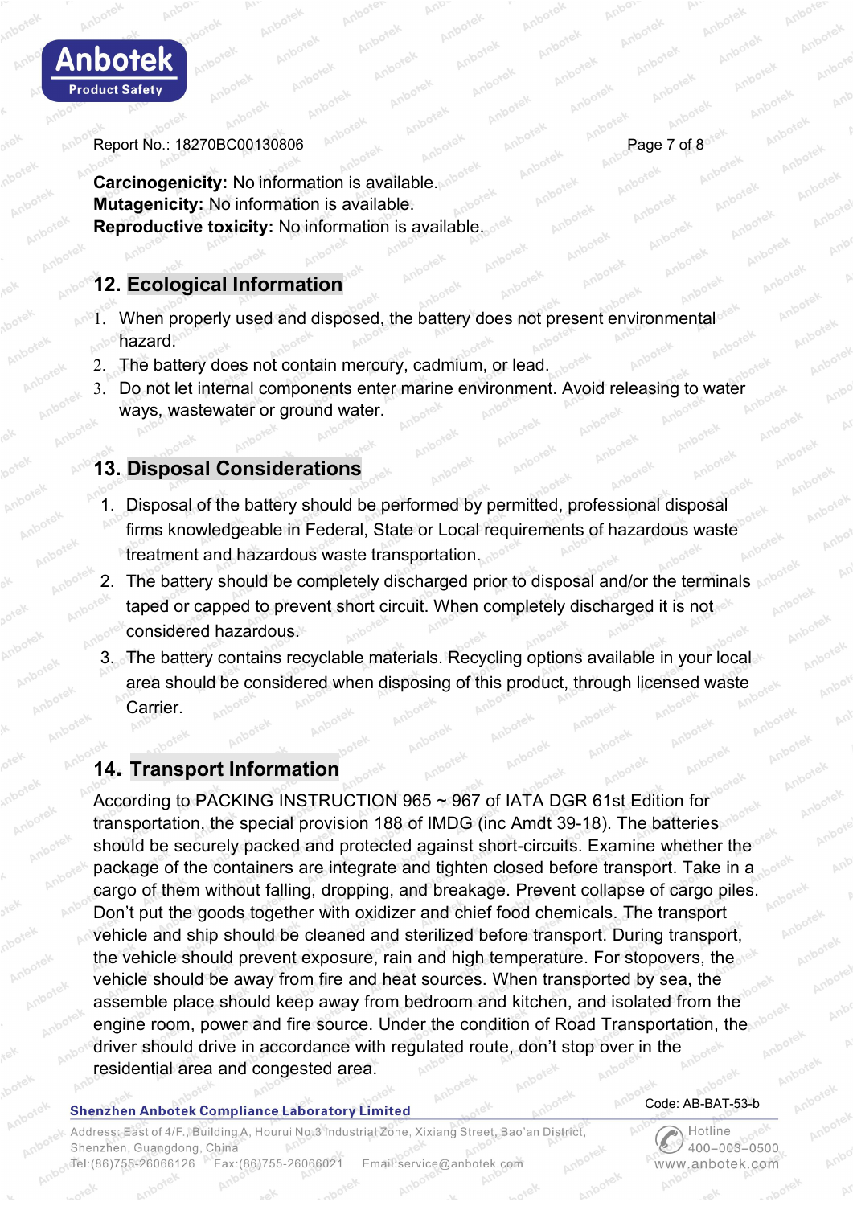**Carcinogenicity:** No information is available.
**Mutagenicity:** No information is available.
**Reproductive toxicity:** No information is available.

## 12. Ecological Information

1. When properly used and disposed, the battery does not present environmental hazard.
2. The battery does not contain mercury, cadmium, or lead.
3. Do not let internal components enter marine environment. Avoid releasing to water ways, wastewater or ground water.

## 13. Disposal Considerations

1. Disposal of the battery should be performed by permitted, professional disposal firms knowledgeable in Federal, State or Local requirements of hazardous waste treatment and hazardous waste transportation.
2. The battery should be completely discharged prior to disposal and/or the terminals taped or capped to prevent short circuit. When completely discharged it is not considered hazardous.
3. The battery contains recyclable materials. Recycling options available in your local area should be considered when disposing of this product, through licensed waste Carrier.

## 14. Transport Information

According to PACKING INSTRUCTION 965 ~ 967 of IATA DGR 61st Edition for transportation, the special provision 188 of IMDG (inc Amdt 39-18). The batteries should be securely packed and protected against short-circuits. Examine whether the package of the containers are integrate and tighten closed before transport. Take in a cargo of them without falling, dropping, and breakage. Prevent collapse of cargo piles. Don’t put the goods together with oxidizer and chief food chemicals. The transport vehicle and ship should be cleaned and sterilized before transport. During transport, the vehicle should prevent exposure, rain and high temperature. For stopovers, the vehicle should be away from fire and heat sources. When transported by sea, the assemble place should keep away from bedroom and kitchen, and isolated from the engine room, power and fire source. Under the condition of Road Transportation, the driver should drive in accordance with regulated route, don’t stop over in the residential area and congested area.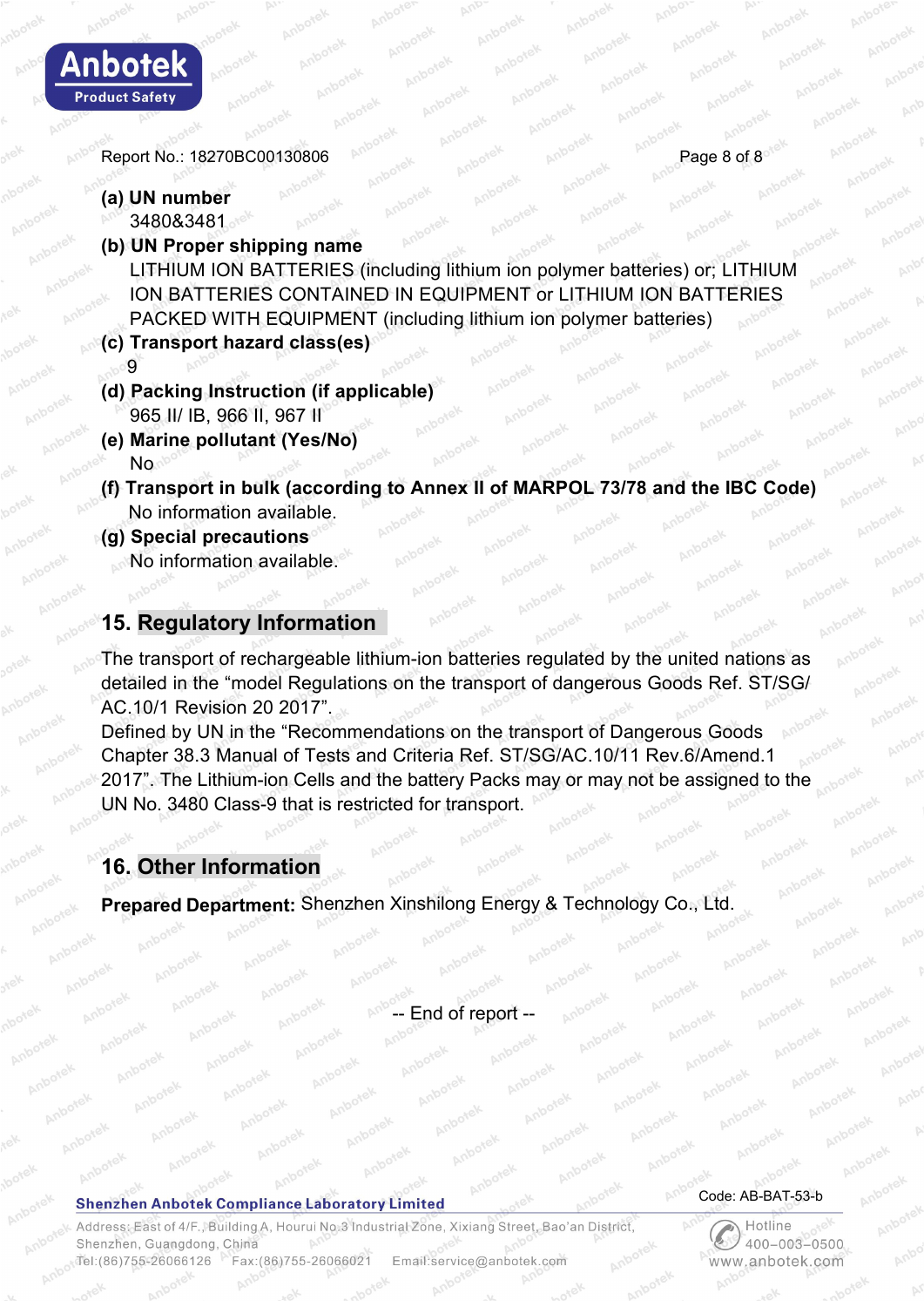**(a) UN number**

3480&3481

**(b) UN Proper shipping name**

LITHIUM ION BATTERIES (including lithium ion polymer batteries) or; LITHIUM ION BATTERIES CONTAINED IN EQUIPMENT or LITHIUM ION BATTERIES PACKED WITH EQUIPMENT (including lithium ion polymer batteries)

**(c) Transport hazard class(es)**

9

**(d) Packing Instruction (if applicable)**

965 II/ IB, 966 II, 967 II

**(e) Marine pollutant (Yes/No)**

No

**(f) Transport in bulk (according to Annex II of MARPOL 73/78 and the IBC Code)**

No information available.

**(g) Special precautions**

No information available.

## 15. Regulatory Information

The transport of rechargeable lithium-ion batteries regulated by the united nations as detailed in the “model Regulations on the transport of dangerous Goods Ref. ST/SG/ AC.10/1 Revision 20 2017”.

Defined by UN in the “Recommendations on the transport of Dangerous Goods Chapter 38.3 Manual of Tests and Criteria Ref. ST/SG/AC.10/11 Rev.6/Amend.1 2017”. The Lithium-ion Cells and the battery Packs may or may not be assigned to the UN No. 3480 Class-9 that is restricted for transport.

## 16. Other Information

**Prepared Department:** Shenzhen Xinshilong Energy & Technology Co., Ltd.

-- End of report --